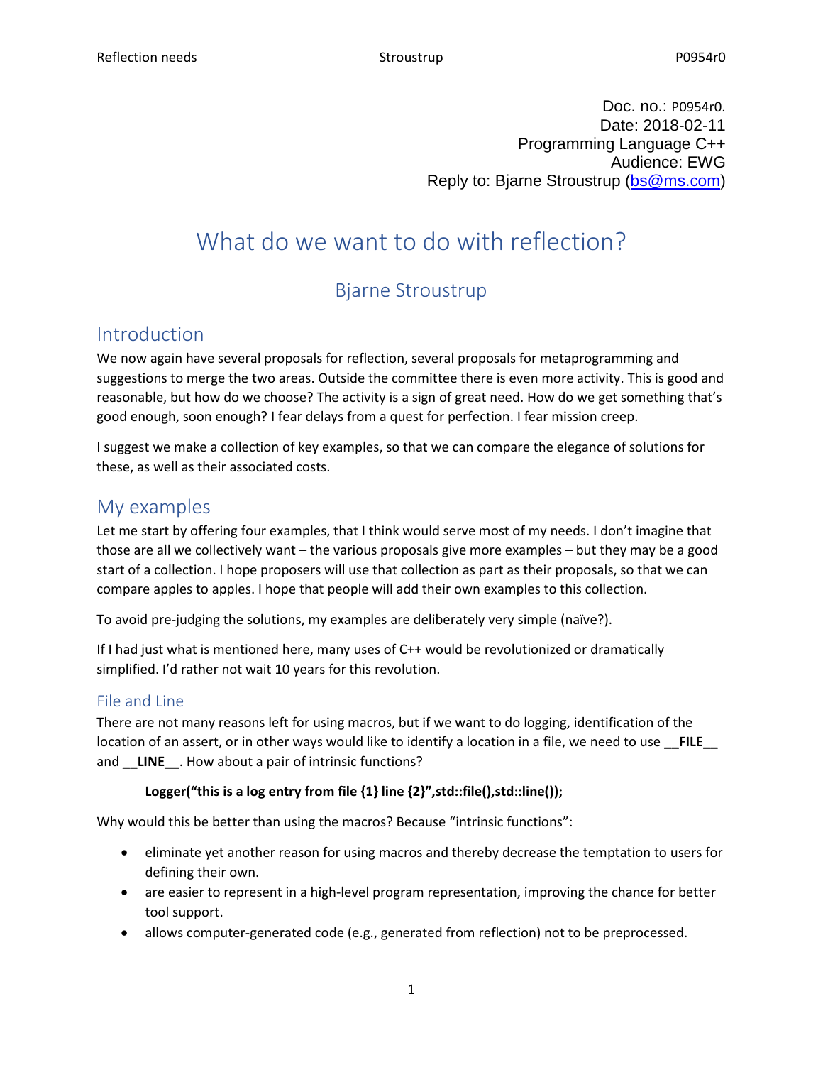Doc. no.: P0954r0.
Date: 2018-02-11
Programming Language C++
Audience: EWG
Reply to: Bjarne Stroustrup (bs@ms.com)

# What do we want to do with reflection?

## Bjarne Stroustrup

## Introduction

We now again have several proposals for reflection, several proposals for metaprogramming and suggestions to merge the two areas. Outside the committee there is even more activity. This is good and reasonable, but how do we choose? The activity is a sign of great need. How do we get something that's good enough, soon enough? I fear delays from a quest for perfection. I fear mission creep.

I suggest we make a collection of key examples, so that we can compare the elegance of solutions for these, as well as their associated costs.

## My examples

Let me start by offering four examples, that I think would serve most of my needs. I don't imagine that those are all we collectively want – the various proposals give more examples – but they may be a good start of a collection. I hope proposers will use that collection as part as their proposals, so that we can compare apples to apples. I hope that people will add their own examples to this collection.

To avoid pre-judging the solutions, my examples are deliberately very simple (naïve?).

If I had just what is mentioned here, many uses of C++ would be revolutionized or dramatically simplified. I'd rather not wait 10 years for this revolution.

### File and Line

There are not many reasons left for using macros, but if we want to do logging, identification of the location of an assert, or in other ways would like to identify a location in a file, we need to use **__FILE__** and **__LINE__**. How about a pair of intrinsic functions?

```
Logger("this is a log entry from file {1} line {2}",std::file(),std::line());
```

Why would this be better than using the macros? Because "intrinsic functions":

- eliminate yet another reason for using macros and thereby decrease the temptation to users for defining their own.
- are easier to represent in a high-level program representation, improving the chance for better tool support.
- allows computer-generated code (e.g., generated from reflection) not to be preprocessed.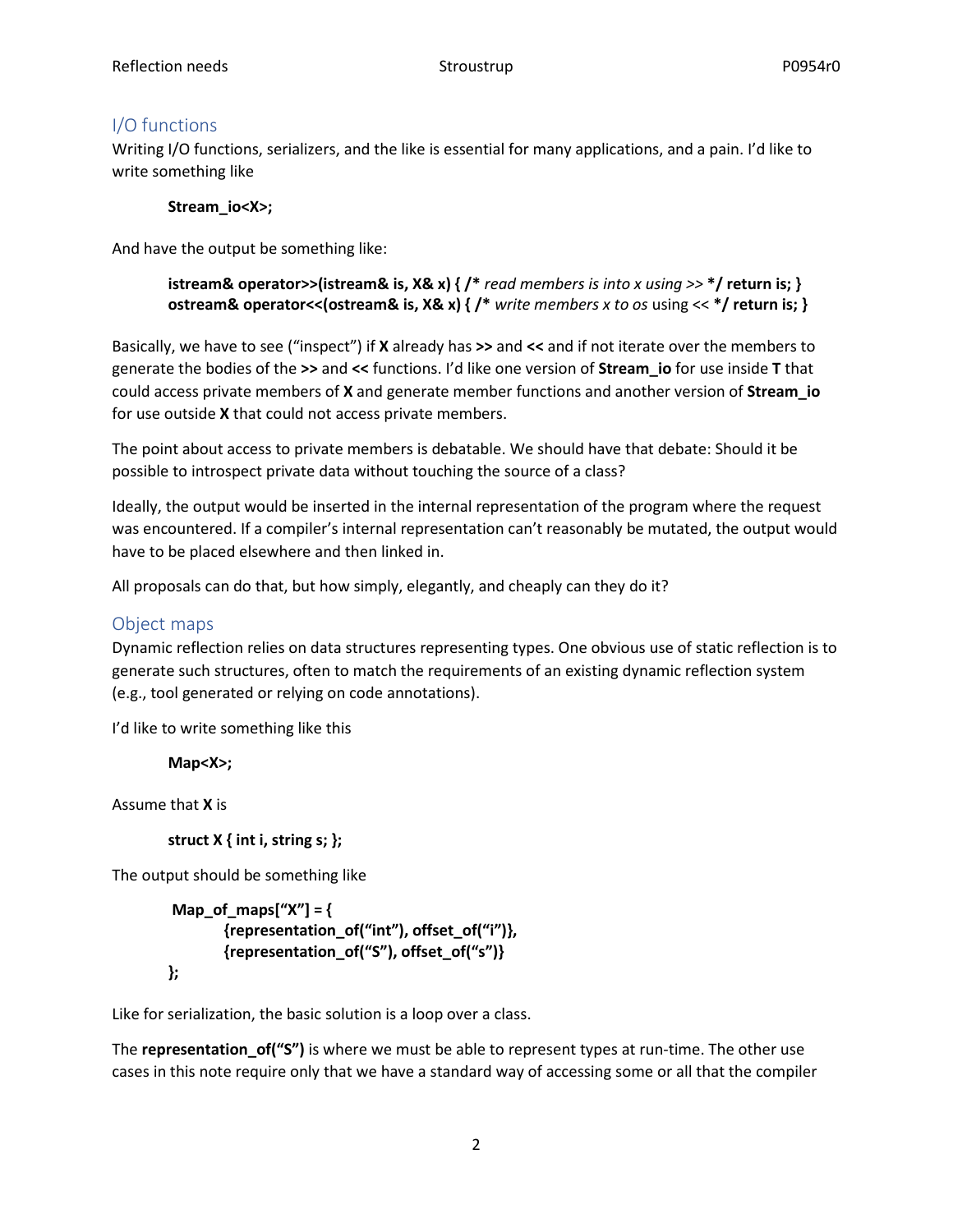## I/O functions

Writing I/O functions, serializers, and the like is essential for many applications, and a pain. I'd like to write something like

```
Stream_io<X>;
```

And have the output be something like:

```
istream& operator>>(istream& is, X& x) { /* read members is into x using >> */ return is; }
ostream& operator<<(ostream& is, X& x) { /* write members x to os using << */ return is; }
```

Basically, we have to see ("inspect") if **X** already has **>>** and **<<** and if not iterate over the members to generate the bodies of the **>>** and **<<** functions. I'd like one version of **Stream_io** for use inside **T** that could access private members of **X** and generate member functions and another version of **Stream_io** for use outside **X** that could not access private members.

The point about access to private members is debatable. We should have that debate: Should it be possible to introspect private data without touching the source of a class?

Ideally, the output would be inserted in the internal representation of the program where the request was encountered. If a compiler's internal representation can't reasonably be mutated, the output would have to be placed elsewhere and then linked in.

All proposals can do that, but how simply, elegantly, and cheaply can they do it?

## Object maps

Dynamic reflection relies on data structures representing types. One obvious use of static reflection is to generate such structures, often to match the requirements of an existing dynamic reflection system (e.g., tool generated or relying on code annotations).

I'd like to write something like this

```
Map<X>;
```

Assume that **X** is

```
struct X { int i, string s; };
```

The output should be something like

```
Map_of_maps["X"] = {
        {representation_of("int"), offset_of("i")},
        {representation_of("S"), offset_of("s")}
};
```

Like for serialization, the basic solution is a loop over a class.

The **representation_of("S")** is where we must be able to represent types at run-time. The other use cases in this note require only that we have a standard way of accessing some or all that the compiler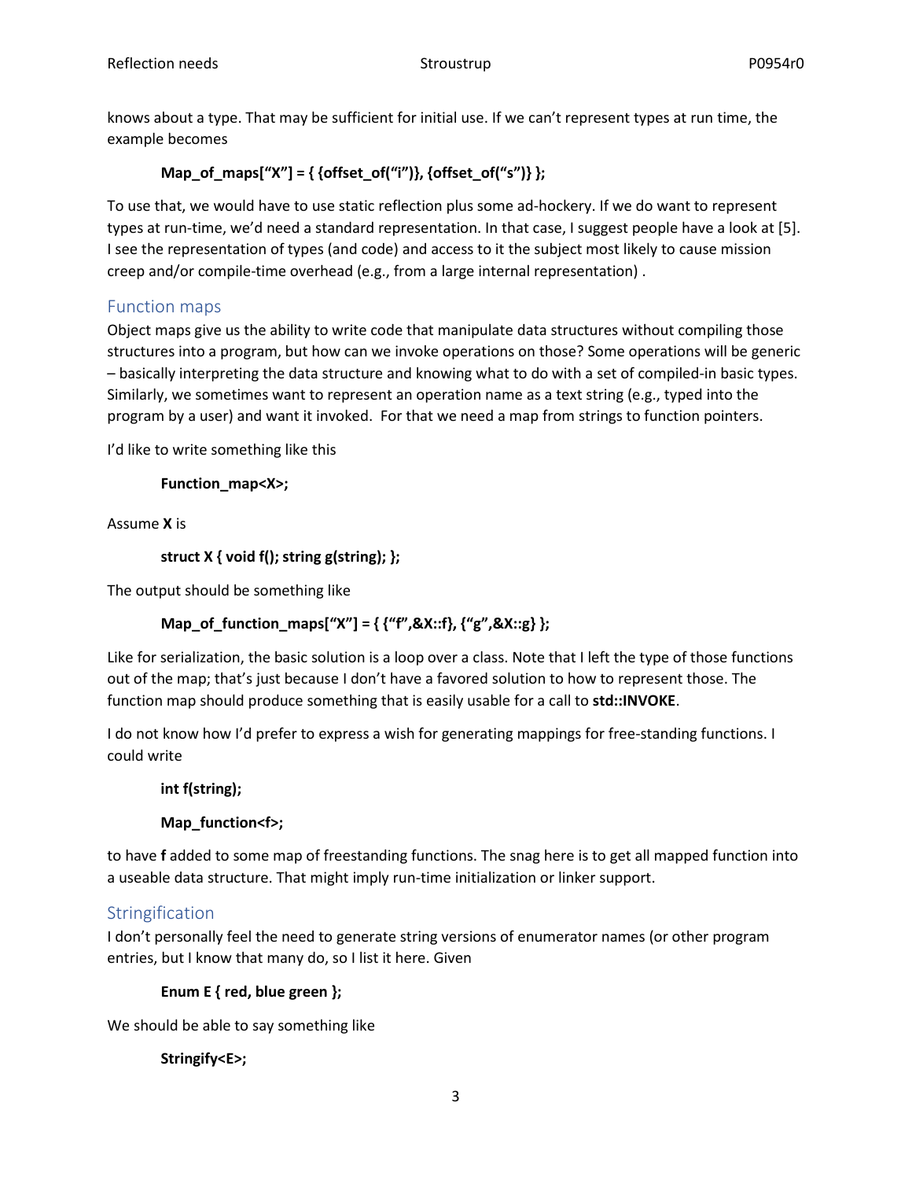knows about a type. That may be sufficient for initial use. If we can't represent types at run time, the example becomes

```
Map_of_maps["X"] = { {offset_of("i")}, {offset_of("s")} };
```

To use that, we would have to use static reflection plus some ad-hockery. If we do want to represent types at run-time, we'd need a standard representation. In that case, I suggest people have a look at [5]. I see the representation of types (and code) and access to it the subject most likely to cause mission creep and/or compile-time overhead (e.g., from a large internal representation) .

## Function maps

Object maps give us the ability to write code that manipulate data structures without compiling those structures into a program, but how can we invoke operations on those? Some operations will be generic – basically interpreting the data structure and knowing what to do with a set of compiled-in basic types. Similarly, we sometimes want to represent an operation name as a text string (e.g., typed into the program by a user) and want it invoked. For that we need a map from strings to function pointers.

I'd like to write something like this

```
Function_map<X>;
```

Assume **X** is

```
struct X { void f(); string g(string); };
```

The output should be something like

```
Map_of_function_maps["X"] = { {"f",&X::f}, {"g",&X::g} };
```

Like for serialization, the basic solution is a loop over a class. Note that I left the type of those functions out of the map; that's just because I don't have a favored solution to how to represent those. The function map should produce something that is easily usable for a call to **std::INVOKE**.

I do not know how I'd prefer to express a wish for generating mappings for free-standing functions. I could write

```
int f(string);

Map_function<f>;
```

to have **f** added to some map of freestanding functions. The snag here is to get all mapped function into a useable data structure. That might imply run-time initialization or linker support.

## Stringification

I don't personally feel the need to generate string versions of enumerator names (or other program entries, but I know that many do, so I list it here. Given

```
Enum E { red, blue green };
```

We should be able to say something like

```
Stringify<E>;
```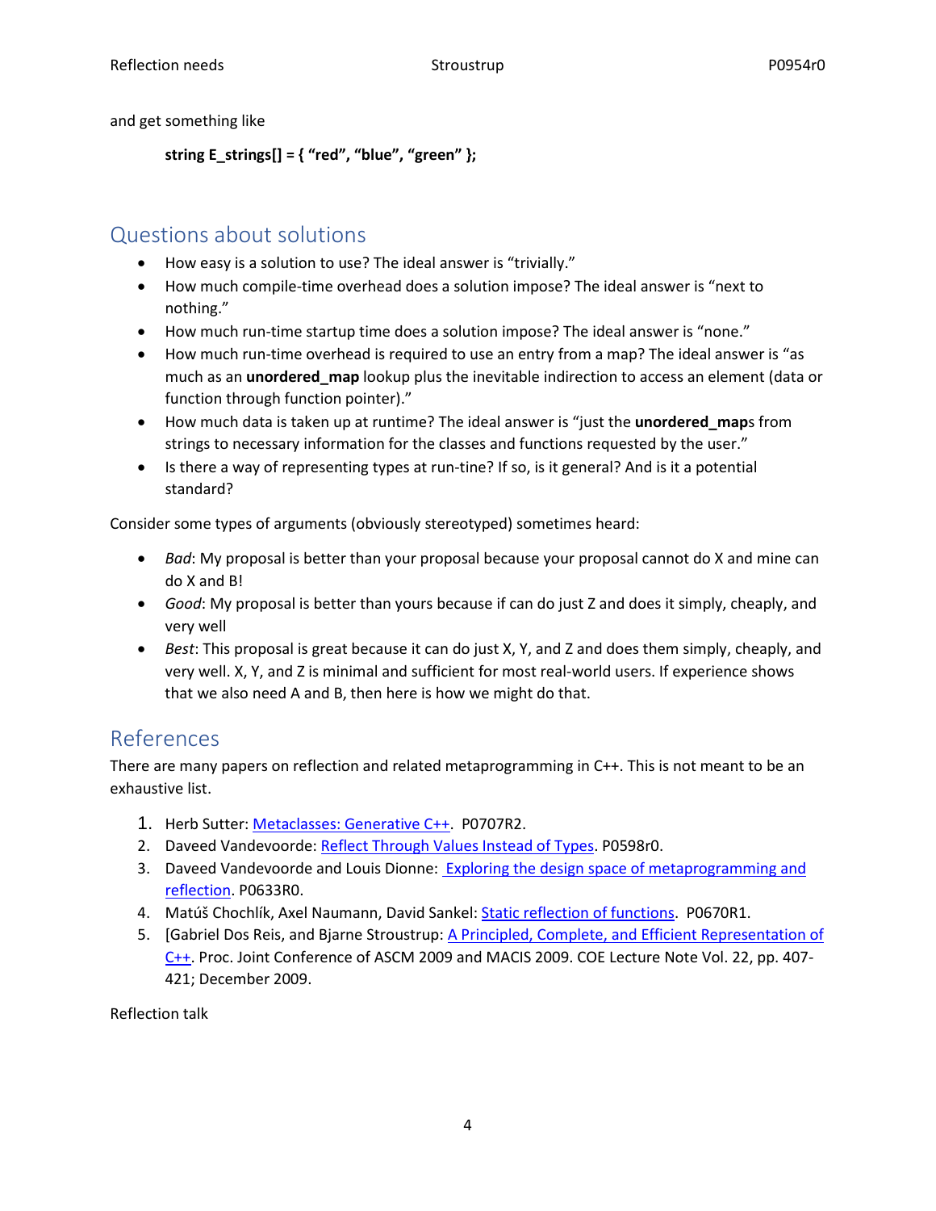and get something like

```
string E_strings[] = { "red", "blue", "green" };
```

## Questions about solutions

- How easy is a solution to use? The ideal answer is "trivially."
- How much compile-time overhead does a solution impose? The ideal answer is "next to nothing."
- How much run-time startup time does a solution impose? The ideal answer is "none."
- How much run-time overhead is required to use an entry from a map? The ideal answer is "as much as an **unordered_map** lookup plus the inevitable indirection to access an element (data or function through function pointer)."
- How much data is taken up at runtime? The ideal answer is "just the **unordered_map**s from strings to necessary information for the classes and functions requested by the user."
- Is there a way of representing types at run-tine? If so, is it general? And is it a potential standard?

Consider some types of arguments (obviously stereotyped) sometimes heard:

- *Bad*: My proposal is better than your proposal because your proposal cannot do X and mine can do X and B!
- *Good*: My proposal is better than yours because if can do just Z and does it simply, cheaply, and very well
- *Best*: This proposal is great because it can do just X, Y, and Z and does them simply, cheaply, and very well. X, Y, and Z is minimal and sufficient for most real-world users. If experience shows that we also need A and B, then here is how we might do that.

## References

There are many papers on reflection and related metaprogramming in C++. This is not meant to be an exhaustive list.

1. Herb Sutter: Metaclasses: Generative C++. P0707R2.
2. Daveed Vandevoorde: Reflect Through Values Instead of Types. P0598r0.
3. Daveed Vandevoorde and Louis Dionne: Exploring the design space of metaprogramming and reflection. P0633R0.
4. Matúš Chochlík, Axel Naumann, David Sankel: Static reflection of functions. P0670R1.
5. [Gabriel Dos Reis, and Bjarne Stroustrup: A Principled, Complete, and Efficient Representation of C++. Proc. Joint Conference of ASCM 2009 and MACIS 2009. COE Lecture Note Vol. 22, pp. 407-421; December 2009.

Reflection talk